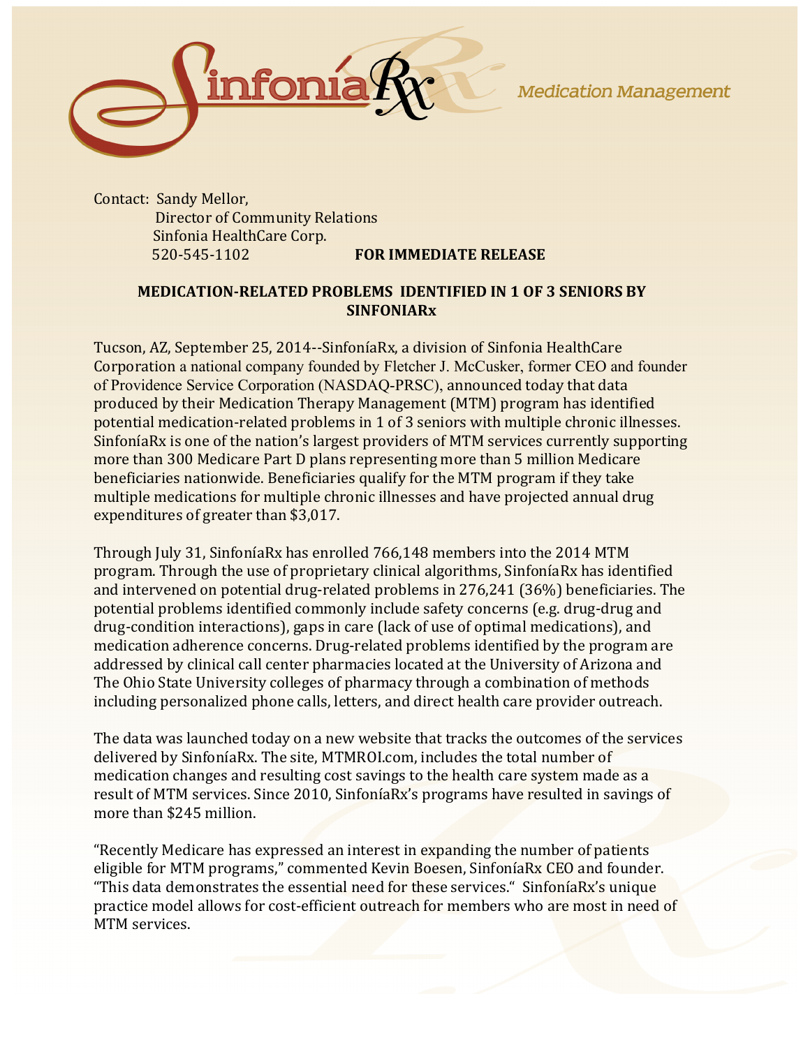SinfoníaRx *Medication Management*

Contact: Sandy Mellor,
Director of Community Relations
Sinfonia HealthCare Corp.
520-545-1102

**FOR IMMEDIATE RELEASE**

## MEDICATION-RELATED PROBLEMS IDENTIFIED IN 1 OF 3 SENIORS BY SINFONIARx

Tucson, AZ, September 25, 2014--SinfoníaRx, a division of Sinfonia HealthCare Corporation a national company founded by Fletcher J. McCusker, former CEO and founder of Providence Service Corporation (NASDAQ-PRSC), announced today that data produced by their Medication Therapy Management (MTM) program has identified potential medication-related problems in 1 of 3 seniors with multiple chronic illnesses. SinfoníaRx is one of the nation's largest providers of MTM services currently supporting more than 300 Medicare Part D plans representing more than 5 million Medicare beneficiaries nationwide. Beneficiaries qualify for the MTM program if they take multiple medications for multiple chronic illnesses and have projected annual drug expenditures of greater than $3,017.

Through July 31, SinfoníaRx has enrolled 766,148 members into the 2014 MTM program. Through the use of proprietary clinical algorithms, SinfoníaRx has identified and intervened on potential drug-related problems in 276,241 (36%) beneficiaries. The potential problems identified commonly include safety concerns (e.g. drug-drug and drug-condition interactions), gaps in care (lack of use of optimal medications), and medication adherence concerns. Drug-related problems identified by the program are addressed by clinical call center pharmacies located at the University of Arizona and The Ohio State University colleges of pharmacy through a combination of methods including personalized phone calls, letters, and direct health care provider outreach.

The data was launched today on a new website that tracks the outcomes of the services delivered by SinfoníaRx. The site, MTMROI.com, includes the total number of medication changes and resulting cost savings to the health care system made as a result of MTM services. Since 2010, SinfoníaRx's programs have resulted in savings of more than $245 million.

"Recently Medicare has expressed an interest in expanding the number of patients eligible for MTM programs," commented Kevin Boesen, SinfoníaRx CEO and founder. "This data demonstrates the essential need for these services." SinfoníaRx's unique practice model allows for cost-efficient outreach for members who are most in need of MTM services.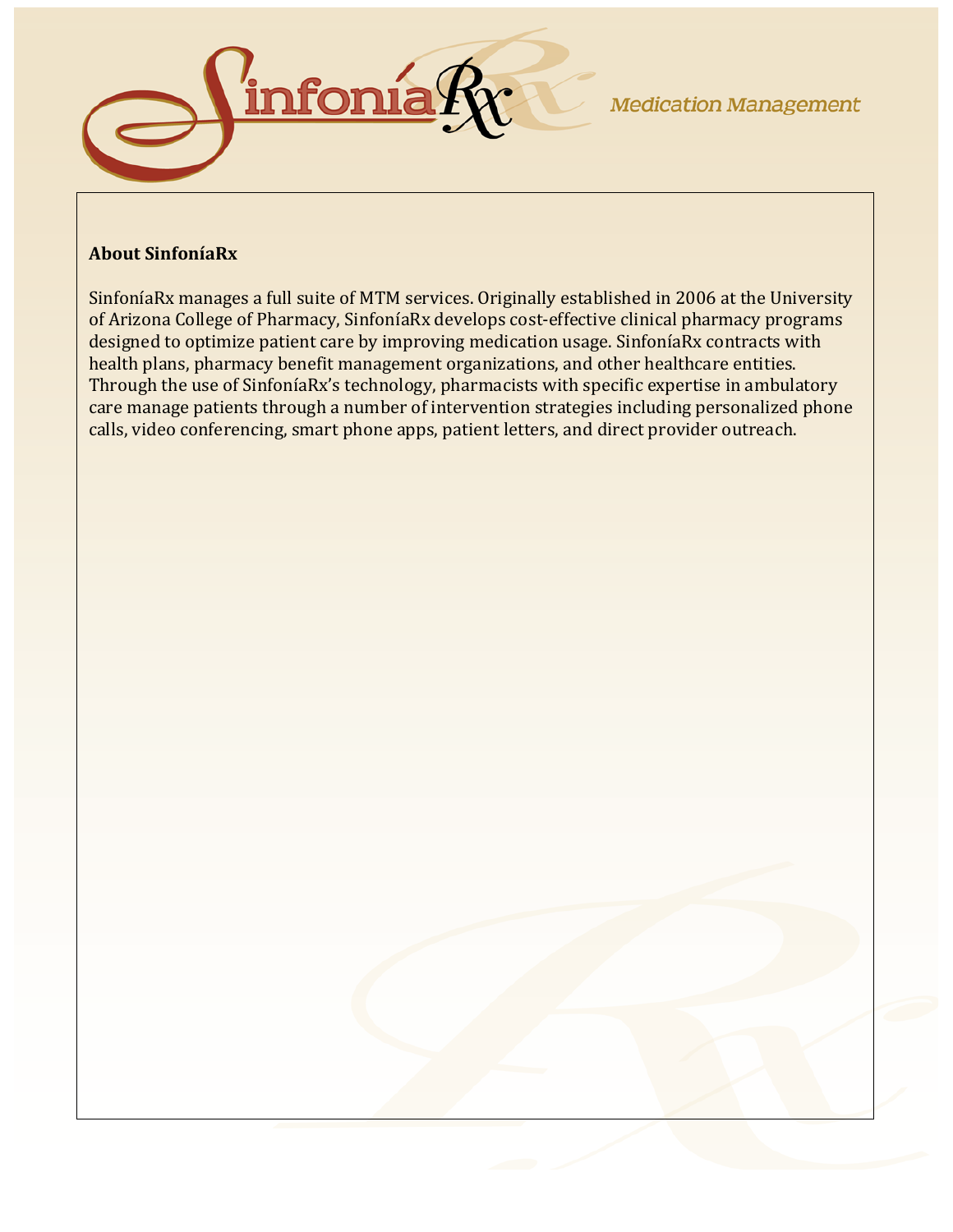**About SinfoníaRx**

SinfoníaRx manages a full suite of MTM services. Originally established in 2006 at the University of Arizona College of Pharmacy, SinfoníaRx develops cost-effective clinical pharmacy programs designed to optimize patient care by improving medication usage. SinfoníaRx contracts with health plans, pharmacy benefit management organizations, and other healthcare entities. Through the use of SinfoníaRx's technology, pharmacists with specific expertise in ambulatory care manage patients through a number of intervention strategies including personalized phone calls, video conferencing, smart phone apps, patient letters, and direct provider outreach.